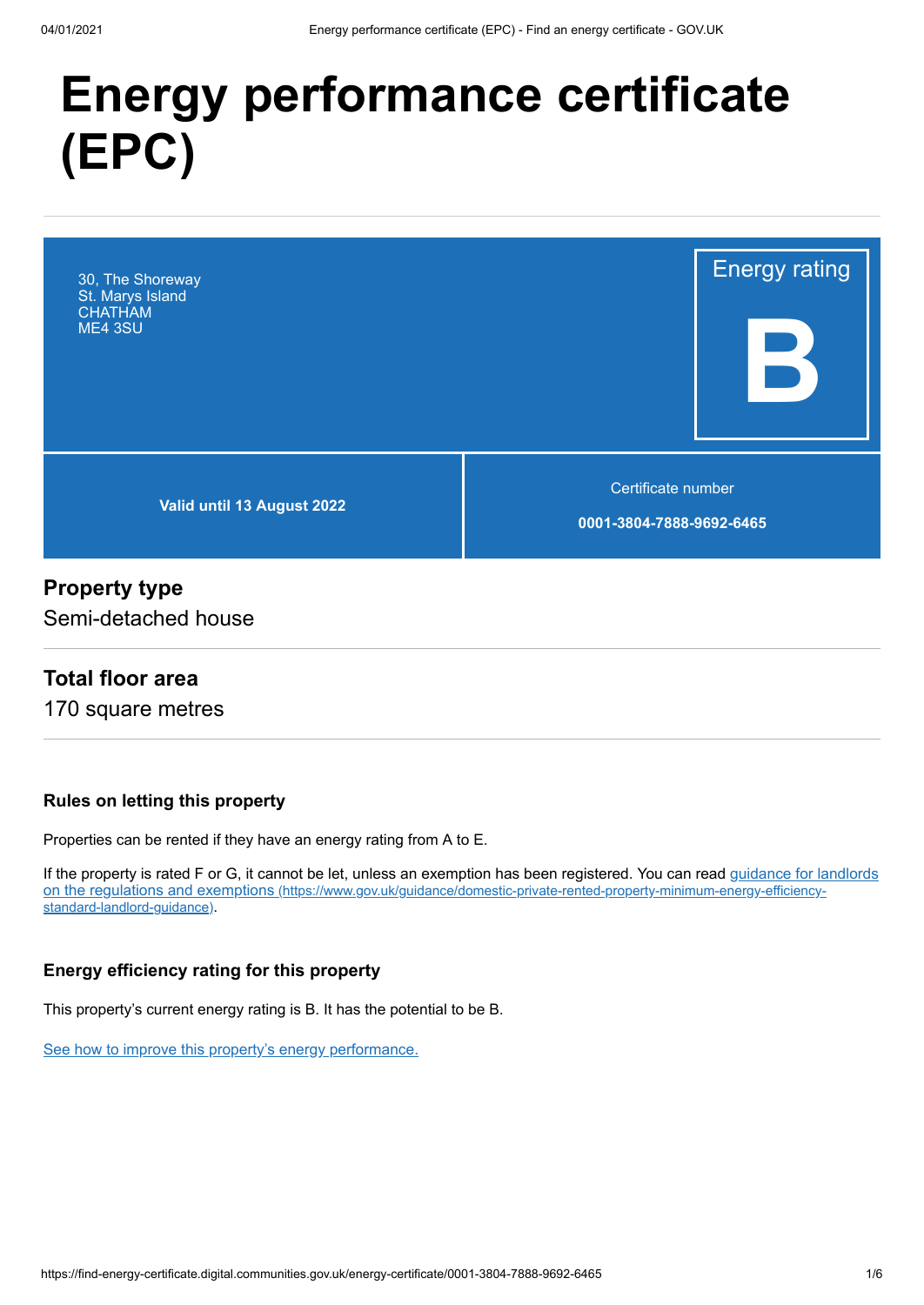# Energy performance certificate (EPC)

30, The Shoreway
St. Marys Island
CHATHAM
ME4 3SU

Energy rating

**B**

**Valid until 13 August 2022**

Certificate number

**0001-3804-7888-9692-6465**

## Property type

Semi-detached house

## Total floor area

170 square metres

### Rules on letting this property

Properties can be rented if they have an energy rating from A to E.

If the property is rated F or G, it cannot be let, unless an exemption has been registered. You can read guidance for landlords on the regulations and exemptions (https://www.gov.uk/guidance/domestic-private-rented-property-minimum-energy-efficiency-standard-landlord-guidance).

### Energy efficiency rating for this property

This property's current energy rating is B. It has the potential to be B.

See how to improve this property's energy performance.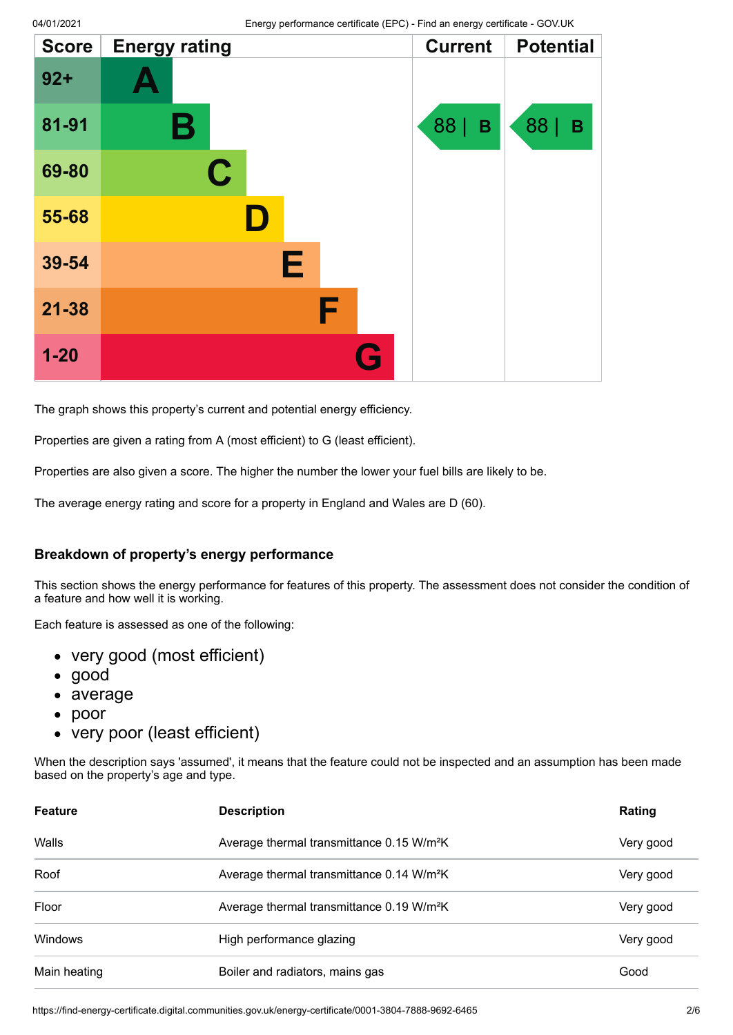| Score | Energy rating | Current | Potential |
|---|---|---|---|
| 92+ | A | | |
| 81-91 | B | 88 \| B | 88 \| B |
| 69-80 | C | | |
| 55-68 | D | | |
| 39-54 | E | | |
| 21-38 | F | | |
| 1-20 | G | | |

The graph shows this property's current and potential energy efficiency.

Properties are given a rating from A (most efficient) to G (least efficient).

Properties are also given a score. The higher the number the lower your fuel bills are likely to be.

The average energy rating and score for a property in England and Wales are D (60).

### Breakdown of property's energy performance

This section shows the energy performance for features of this property. The assessment does not consider the condition of a feature and how well it is working.

Each feature is assessed as one of the following:

- very good (most efficient)
- good
- average
- poor
- very poor (least efficient)

When the description says 'assumed', it means that the feature could not be inspected and an assumption has been made based on the property's age and type.

| Feature | Description | Rating |
|---|---|---|
| Walls | Average thermal transmittance 0.15 W/m²K | Very good |
| Roof | Average thermal transmittance 0.14 W/m²K | Very good |
| Floor | Average thermal transmittance 0.19 W/m²K | Very good |
| Windows | High performance glazing | Very good |
| Main heating | Boiler and radiators, mains gas | Good |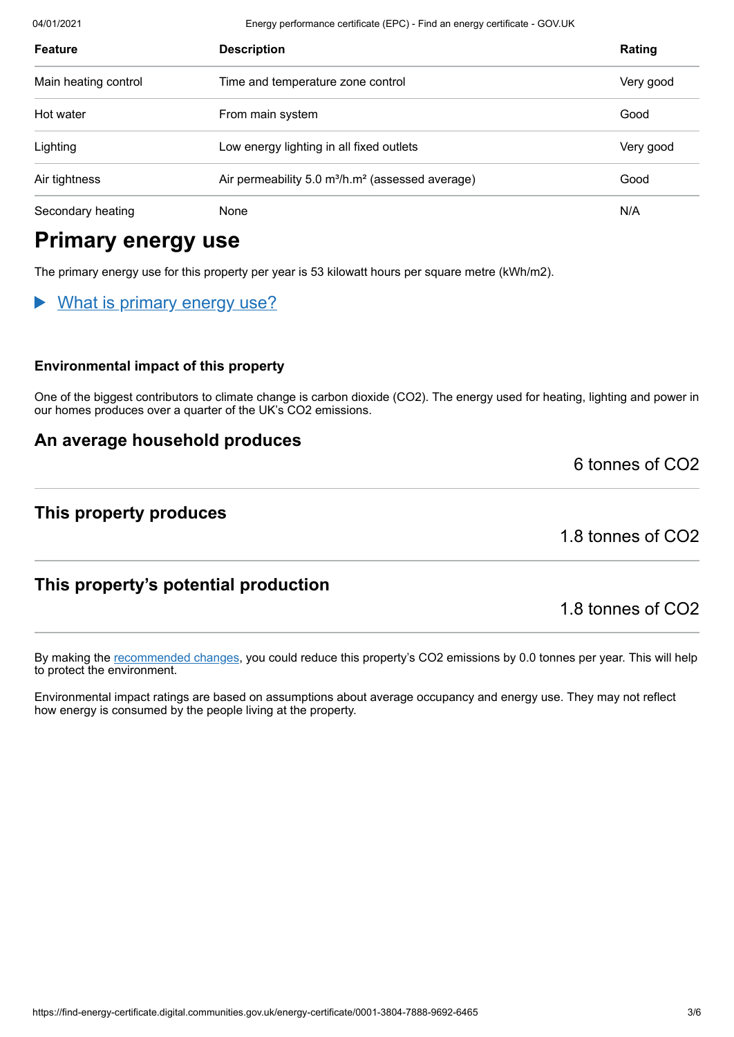| Feature | Description | Rating |
| --- | --- | --- |
| Main heating control | Time and temperature zone control | Very good |
| Hot water | From main system | Good |
| Lighting | Low energy lighting in all fixed outlets | Very good |
| Air tightness | Air permeability 5.0 $m^3/h.m^2$ (assessed average) | Good |
| Secondary heating | None | N/A |

## Primary energy use

The primary energy use for this property per year is 53 kilowatt hours per square metre (kWh/m2).

▶ What is primary energy use?

### Environmental impact of this property

One of the biggest contributors to climate change is carbon dioxide ($CO_2$). The energy used for heating, lighting and power in our homes produces over a quarter of the UK's $CO_2$ emissions.

### An average household produces

6 tonnes of $CO_2$

### This property produces

1.8 tonnes of $CO_2$

### This property's potential production

1.8 tonnes of $CO_2$

By making the recommended changes, you could reduce this property's $CO_2$ emissions by 0.0 tonnes per year. This will help to protect the environment.

Environmental impact ratings are based on assumptions about average occupancy and energy use. They may not reflect how energy is consumed by the people living at the property.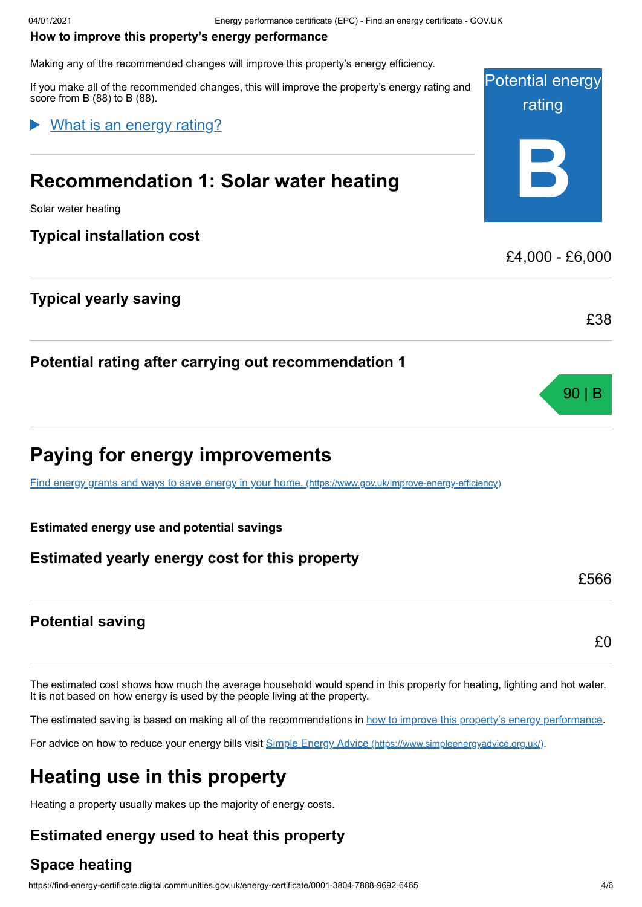**How to improve this property's energy performance**

Making any of the recommended changes will improve this property's energy efficiency.

If you make all of the recommended changes, this will improve the property's energy rating and score from B (88) to B (88).

Potential energy rating

**B**

▶ What is an energy rating?

## Recommendation 1: Solar water heating

Solar water heating

### Typical installation cost

£4,000 - £6,000

### Typical yearly saving

£38

### Potential rating after carrying out recommendation 1

90 | B

## Paying for energy improvements

[Find energy grants and ways to save energy in your home. (https://www.gov.uk/improve-energy-efficiency)](https://www.gov.uk/improve-energy-efficiency)

**Estimated energy use and potential savings**

### Estimated yearly energy cost for this property

£566

### Potential saving

£0

The estimated cost shows how much the average household would spend in this property for heating, lighting and hot water. It is not based on how energy is used by the people living at the property.

The estimated saving is based on making all of the recommendations in how to improve this property's energy performance.

For advice on how to reduce your energy bills visit [Simple Energy Advice (https://www.simpleenergyadvice.org.uk/)](https://www.simpleenergyadvice.org.uk/).

## Heating use in this property

Heating a property usually makes up the majority of energy costs.

### Estimated energy used to heat this property

### Space heating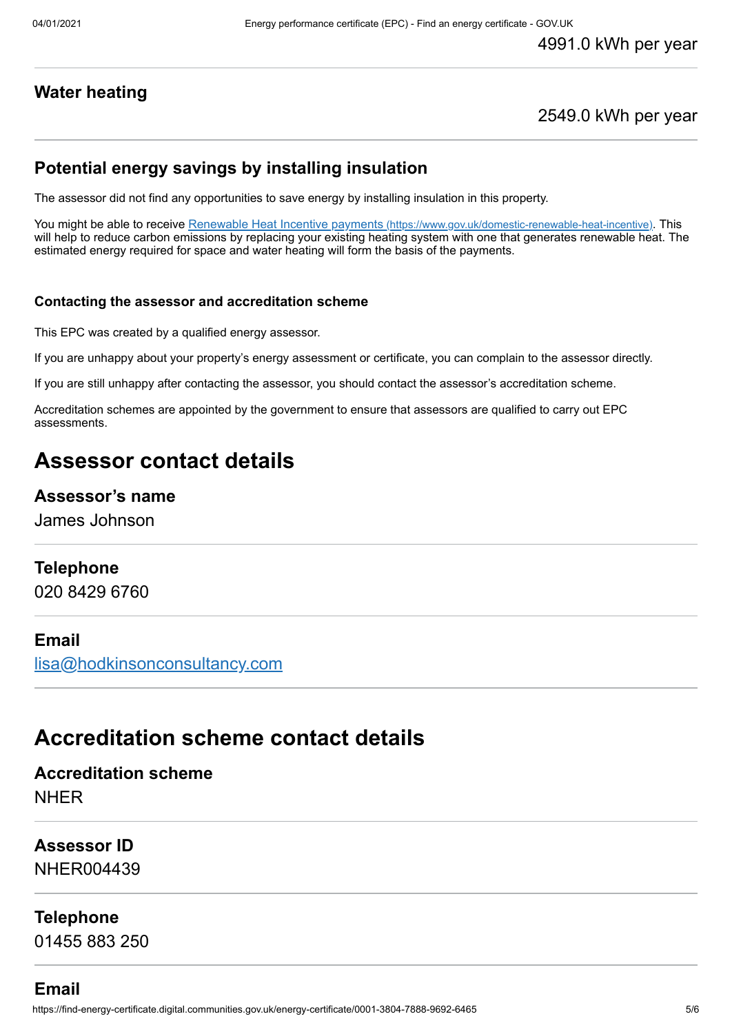4991.0 kWh per year

### Water heating

2549.0 kWh per year

### Potential energy savings by installing insulation

The assessor did not find any opportunities to save energy by installing insulation in this property.

You might be able to receive [Renewable Heat Incentive payments (https://www.gov.uk/domestic-renewable-heat-incentive)](https://www.gov.uk/domestic-renewable-heat-incentive). This will help to reduce carbon emissions by replacing your existing heating system with one that generates renewable heat. The estimated energy required for space and water heating will form the basis of the payments.

#### Contacting the assessor and accreditation scheme

This EPC was created by a qualified energy assessor.

If you are unhappy about your property's energy assessment or certificate, you can complain to the assessor directly.

If you are still unhappy after contacting the assessor, you should contact the assessor's accreditation scheme.

Accreditation schemes are appointed by the government to ensure that assessors are qualified to carry out EPC assessments.

## Assessor contact details

### Assessor's name

James Johnson

### Telephone

020 8429 6760

### Email

[lisa@hodkinsonconsultancy.com](mailto:lisa@hodkinsonconsultancy.com)

## Accreditation scheme contact details

### Accreditation scheme

NHER

### Assessor ID

NHER004439

### Telephone

01455 883 250

### Email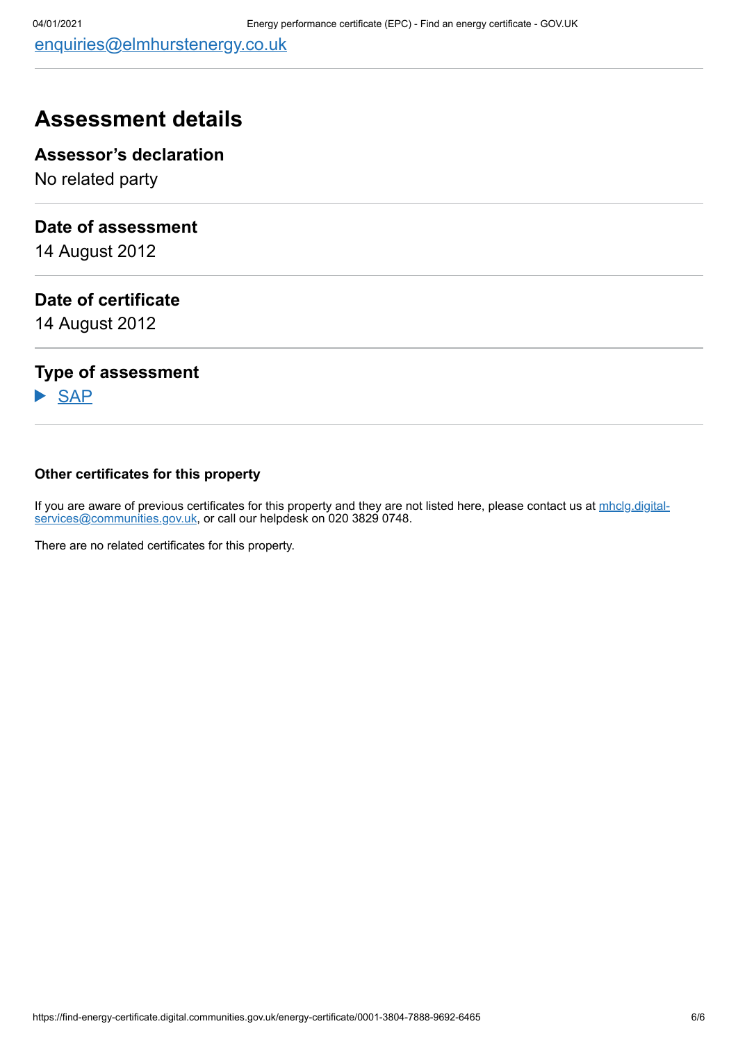enquiries@elmhurstenergy.co.uk

## Assessment details

### Assessor's declaration

No related party

### Date of assessment

14 August 2012

### Date of certificate

14 August 2012

### Type of assessment

▶ SAP

#### Other certificates for this property

If you are aware of previous certificates for this property and they are not listed here, please contact us at mhclg.digital-services@communities.gov.uk, or call our helpdesk on 020 3829 0748.

There are no related certificates for this property.